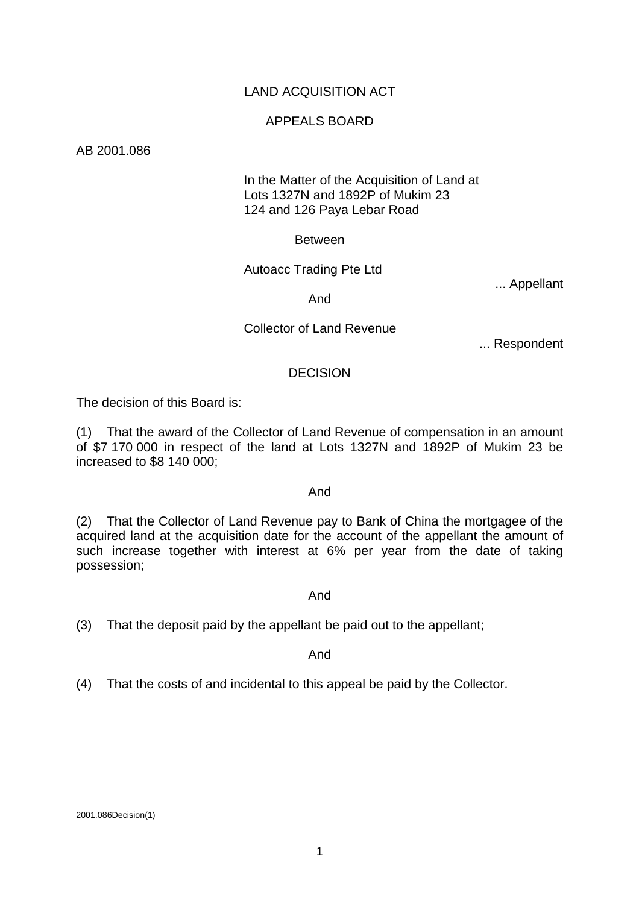LAND ACQUISITION ACT

APPEALS BOARD

AB 2001.086

In the Matter of the Acquisition of Land at
Lots 1327N and 1892P of Mukim 23
124 and 126 Paya Lebar Road

Between

Autoacc Trading Pte Ltd

... Appellant

And

Collector of Land Revenue

... Respondent

DECISION

The decision of this Board is:

(1) That the award of the Collector of Land Revenue of compensation in an amount of $7 170 000 in respect of the land at Lots 1327N and 1892P of Mukim 23 be increased to $8 140 000;

And

(2) That the Collector of Land Revenue pay to Bank of China the mortgagee of the acquired land at the acquisition date for the account of the appellant the amount of such increase together with interest at 6% per year from the date of taking possession;

And

(3) That the deposit paid by the appellant be paid out to the appellant;

And

(4) That the costs of and incidental to this appeal be paid by the Collector.

2001.086Decision(1)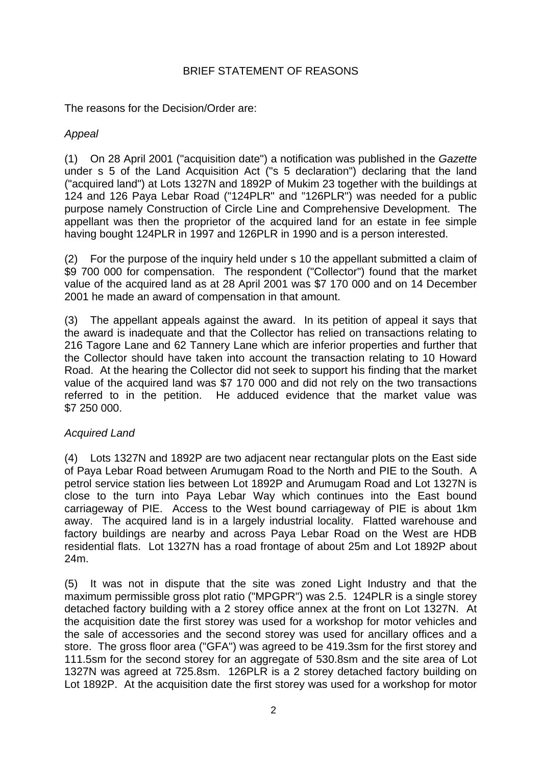## BRIEF STATEMENT OF REASONS

The reasons for the Decision/Order are:

*Appeal*

(1) On 28 April 2001 ("acquisition date") a notification was published in the *Gazette* under s 5 of the Land Acquisition Act ("s 5 declaration") declaring that the land ("acquired land") at Lots 1327N and 1892P of Mukim 23 together with the buildings at 124 and 126 Paya Lebar Road ("124PLR" and "126PLR") was needed for a public purpose namely Construction of Circle Line and Comprehensive Development. The appellant was then the proprietor of the acquired land for an estate in fee simple having bought 124PLR in 1997 and 126PLR in 1990 and is a person interested.

(2) For the purpose of the inquiry held under s 10 the appellant submitted a claim of \$9 700 000 for compensation. The respondent ("Collector") found that the market value of the acquired land as at 28 April 2001 was \$7 170 000 and on 14 December 2001 he made an award of compensation in that amount.

(3) The appellant appeals against the award. In its petition of appeal it says that the award is inadequate and that the Collector has relied on transactions relating to 216 Tagore Lane and 62 Tannery Lane which are inferior properties and further that the Collector should have taken into account the transaction relating to 10 Howard Road. At the hearing the Collector did not seek to support his finding that the market value of the acquired land was \$7 170 000 and did not rely on the two transactions referred to in the petition. He adduced evidence that the market value was \$7 250 000.

*Acquired Land*

(4) Lots 1327N and 1892P are two adjacent near rectangular plots on the East side of Paya Lebar Road between Arumugam Road to the North and PIE to the South. A petrol service station lies between Lot 1892P and Arumugam Road and Lot 1327N is close to the turn into Paya Lebar Way which continues into the East bound carriageway of PIE. Access to the West bound carriageway of PIE is about 1km away. The acquired land is in a largely industrial locality. Flatted warehouse and factory buildings are nearby and across Paya Lebar Road on the West are HDB residential flats. Lot 1327N has a road frontage of about 25m and Lot 1892P about 24m.

(5) It was not in dispute that the site was zoned Light Industry and that the maximum permissible gross plot ratio ("MPGPR") was 2.5. 124PLR is a single storey detached factory building with a 2 storey office annex at the front on Lot 1327N. At the acquisition date the first storey was used for a workshop for motor vehicles and the sale of accessories and the second storey was used for ancillary offices and a store. The gross floor area ("GFA") was agreed to be 419.3sm for the first storey and 111.5sm for the second storey for an aggregate of 530.8sm and the site area of Lot 1327N was agreed at 725.8sm. 126PLR is a 2 storey detached factory building on Lot 1892P. At the acquisition date the first storey was used for a workshop for motor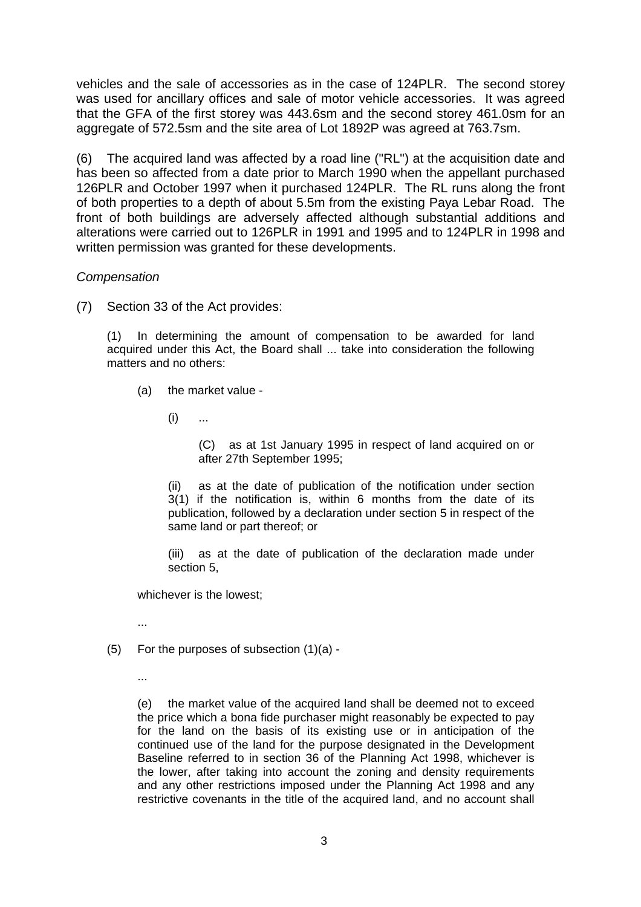vehicles and the sale of accessories as in the case of 124PLR. The second storey was used for ancillary offices and sale of motor vehicle accessories. It was agreed that the GFA of the first storey was 443.6sm and the second storey 461.0sm for an aggregate of 572.5sm and the site area of Lot 1892P was agreed at 763.7sm.

(6) The acquired land was affected by a road line ("RL") at the acquisition date and has been so affected from a date prior to March 1990 when the appellant purchased 126PLR and October 1997 when it purchased 124PLR. The RL runs along the front of both properties to a depth of about 5.5m from the existing Paya Lebar Road. The front of both buildings are adversely affected although substantial additions and alterations were carried out to 126PLR in 1991 and 1995 and to 124PLR in 1998 and written permission was granted for these developments.

*Compensation*

(7) Section 33 of the Act provides:

> (1) In determining the amount of compensation to be awarded for land acquired under this Act, the Board shall ... take into consideration the following matters and no others:
>
> (a) the market value -
>
> (i) ...
>
> (C) as at 1st January 1995 in respect of land acquired on or after 27th September 1995;
>
> (ii) as at the date of publication of the notification under section 3(1) if the notification is, within 6 months from the date of its publication, followed by a declaration under section 5 in respect of the same land or part thereof; or
>
> (iii) as at the date of publication of the declaration made under section 5,
>
> whichever is the lowest;
>
> ...
>
> (5) For the purposes of subsection (1)(a) -
>
> ...
>
> (e) the market value of the acquired land shall be deemed not to exceed the price which a bona fide purchaser might reasonably be expected to pay for the land on the basis of its existing use or in anticipation of the continued use of the land for the purpose designated in the Development Baseline referred to in section 36 of the Planning Act 1998, whichever is the lower, after taking into account the zoning and density requirements and any other restrictions imposed under the Planning Act 1998 and any restrictive covenants in the title of the acquired land, and no account shall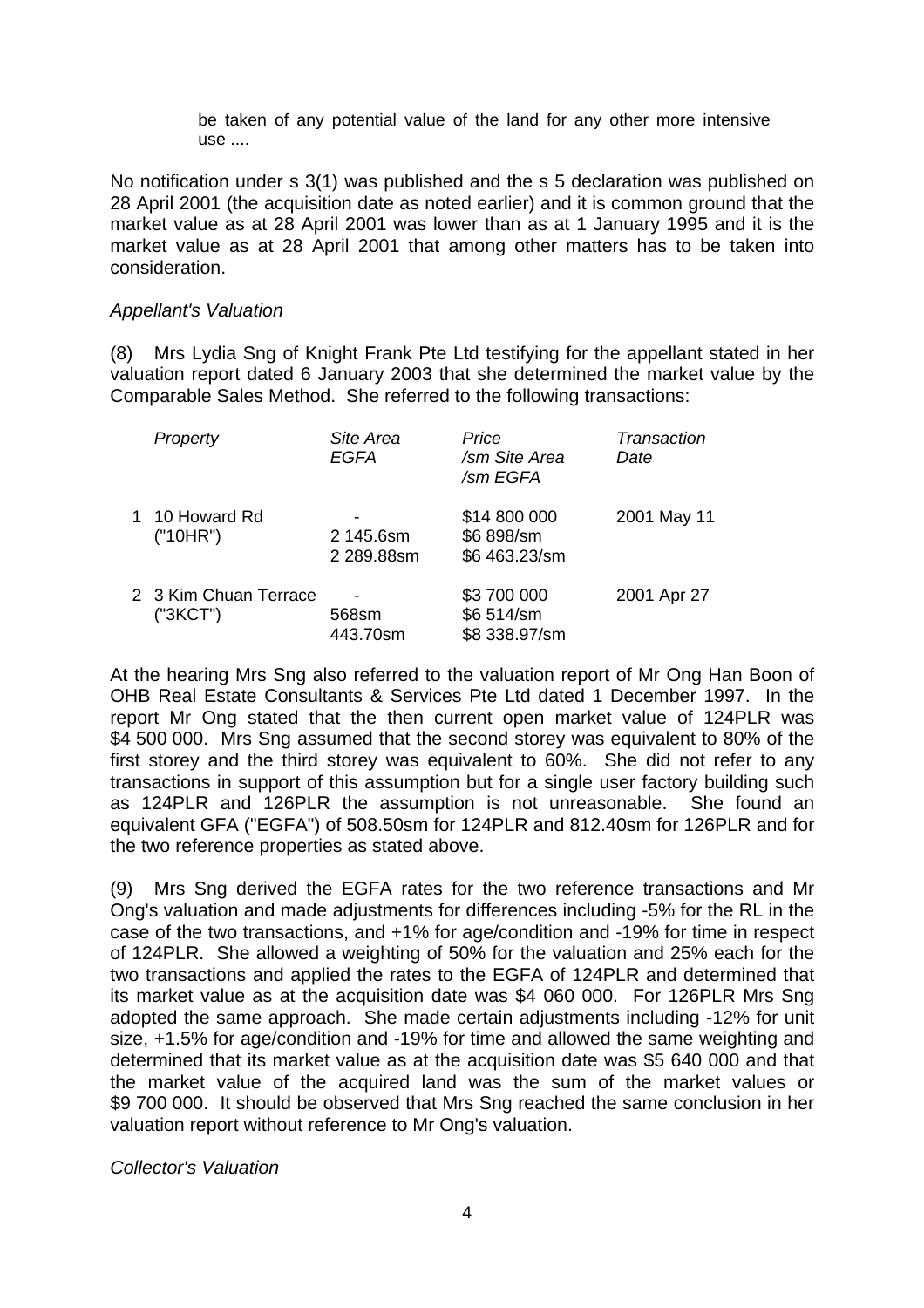be taken of any potential value of the land for any other more intensive use ....

No notification under s 3(1) was published and the s 5 declaration was published on 28 April 2001 (the acquisition date as noted earlier) and it is common ground that the market value as at 28 April 2001 was lower than as at 1 January 1995 and it is the market value as at 28 April 2001 that among other matters has to be taken into consideration.

*Appellant's Valuation*

(8) Mrs Lydia Sng of Knight Frank Pte Ltd testifying for the appellant stated in her valuation report dated 6 January 2003 that she determined the market value by the Comparable Sales Method. She referred to the following transactions:

| | *Property* | *Site Area* *EGFA* | *Price* */sm Site Area* */sm EGFA* | *Transaction Date* |
|---|---|---|---|---|
| 1 | 10 Howard Rd ("10HR") | - 2 145.6sm 2 289.88sm | \$14 800 000 \$6 898/sm \$6 463.23/sm | 2001 May 11 |
| 2 | 3 Kim Chuan Terrace ("3KCT") | - 568sm 443.70sm | \$3 700 000 \$6 514/sm \$8 338.97/sm | 2001 Apr 27 |

At the hearing Mrs Sng also referred to the valuation report of Mr Ong Han Boon of OHB Real Estate Consultants & Services Pte Ltd dated 1 December 1997. In the report Mr Ong stated that the then current open market value of 124PLR was \$4 500 000. Mrs Sng assumed that the second storey was equivalent to 80% of the first storey and the third storey was equivalent to 60%. She did not refer to any transactions in support of this assumption but for a single user factory building such as 124PLR and 126PLR the assumption is not unreasonable. She found an equivalent GFA ("EGFA") of 508.50sm for 124PLR and 812.40sm for 126PLR and for the two reference properties as stated above.

(9) Mrs Sng derived the EGFA rates for the two reference transactions and Mr Ong's valuation and made adjustments for differences including -5% for the RL in the case of the two transactions, and +1% for age/condition and -19% for time in respect of 124PLR. She allowed a weighting of 50% for the valuation and 25% each for the two transactions and applied the rates to the EGFA of 124PLR and determined that its market value as at the acquisition date was \$4 060 000. For 126PLR Mrs Sng adopted the same approach. She made certain adjustments including -12% for unit size, +1.5% for age/condition and -19% for time and allowed the same weighting and determined that its market value as at the acquisition date was \$5 640 000 and that the market value of the acquired land was the sum of the market values or \$9 700 000. It should be observed that Mrs Sng reached the same conclusion in her valuation report without reference to Mr Ong's valuation.

*Collector's Valuation*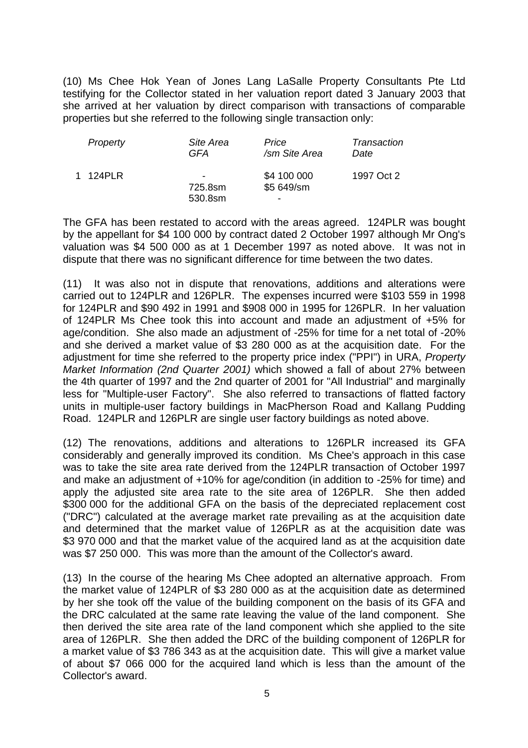(10) Ms Chee Hok Yean of Jones Lang LaSalle Property Consultants Pte Ltd testifying for the Collector stated in her valuation report dated 3 January 2003 that she arrived at her valuation by direct comparison with transactions of comparable properties but she referred to the following single transaction only:

| | *Property* | *Site Area* *GFA* | *Price* */sm Site Area* | *Transaction* *Date* |
|---|---|---|---|---|
| 1 | 124PLR | - 725.8sm 530.8sm | $4 100 000 $5 649/sm - | 1997 Oct 2 |

The GFA has been restated to accord with the areas agreed. 124PLR was bought by the appellant for $4 100 000 by contract dated 2 October 1997 although Mr Ong's valuation was $4 500 000 as at 1 December 1997 as noted above. It was not in dispute that there was no significant difference for time between the two dates.

(11) It was also not in dispute that renovations, additions and alterations were carried out to 124PLR and 126PLR. The expenses incurred were $103 559 in 1998 for 124PLR and $90 492 in 1991 and $908 000 in 1995 for 126PLR. In her valuation of 124PLR Ms Chee took this into account and made an adjustment of +5% for age/condition. She also made an adjustment of -25% for time for a net total of -20% and she derived a market value of $3 280 000 as at the acquisition date. For the adjustment for time she referred to the property price index ("PPI") in URA, *Property Market Information (2nd Quarter 2001)* which showed a fall of about 27% between the 4th quarter of 1997 and the 2nd quarter of 2001 for "All Industrial" and marginally less for "Multiple-user Factory". She also referred to transactions of flatted factory units in multiple-user factory buildings in MacPherson Road and Kallang Pudding Road. 124PLR and 126PLR are single user factory buildings as noted above.

(12) The renovations, additions and alterations to 126PLR increased its GFA considerably and generally improved its condition. Ms Chee's approach in this case was to take the site area rate derived from the 124PLR transaction of October 1997 and make an adjustment of +10% for age/condition (in addition to -25% for time) and apply the adjusted site area rate to the site area of 126PLR. She then added $300 000 for the additional GFA on the basis of the depreciated replacement cost ("DRC") calculated at the average market rate prevailing as at the acquisition date and determined that the market value of 126PLR as at the acquisition date was $3 970 000 and that the market value of the acquired land as at the acquisition date was $7 250 000. This was more than the amount of the Collector's award.

(13) In the course of the hearing Ms Chee adopted an alternative approach. From the market value of 124PLR of $3 280 000 as at the acquisition date as determined by her she took off the value of the building component on the basis of its GFA and the DRC calculated at the same rate leaving the value of the land component. She then derived the site area rate of the land component which she applied to the site area of 126PLR. She then added the DRC of the building component of 126PLR for a market value of $3 786 343 as at the acquisition date. This will give a market value of about $7 066 000 for the acquired land which is less than the amount of the Collector's award.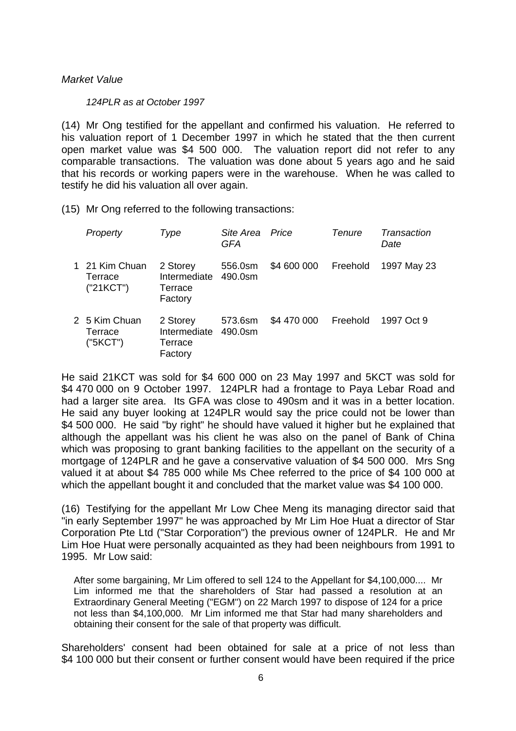*Market Value*

*124PLR as at October 1997*

(14) Mr Ong testified for the appellant and confirmed his valuation. He referred to his valuation report of 1 December 1997 in which he stated that the then current open market value was $4 500 000. The valuation report did not refer to any comparable transactions. The valuation was done about 5 years ago and he said that his records or working papers were in the warehouse. When he was called to testify he did his valuation all over again.

(15) Mr Ong referred to the following transactions:

| | *Property* | *Type* | *Site Area GFA* | *Price* | *Tenure* | *Transaction Date* |
|---|---|---|---|---|---|---|
| 1 | 21 Kim Chuan Terrace ("21KCT") | 2 Storey Intermediate Terrace Factory | 556.0sm 490.0sm | $4 600 000 | Freehold | 1997 May 23 |
| 2 | 5 Kim Chuan Terrace ("5KCT") | 2 Storey Intermediate Terrace Factory | 573.6sm 490.0sm | $4 470 000 | Freehold | 1997 Oct 9 |

He said 21KCT was sold for $4 600 000 on 23 May 1997 and 5KCT was sold for $4 470 000 on 9 October 1997. 124PLR had a frontage to Paya Lebar Road and had a larger site area. Its GFA was close to 490sm and it was in a better location. He said any buyer looking at 124PLR would say the price could not be lower than $4 500 000. He said "by right" he should have valued it higher but he explained that although the appellant was his client he was also on the panel of Bank of China which was proposing to grant banking facilities to the appellant on the security of a mortgage of 124PLR and he gave a conservative valuation of $4 500 000. Mrs Sng valued it at about $4 785 000 while Ms Chee referred to the price of $4 100 000 at which the appellant bought it and concluded that the market value was $4 100 000.

(16) Testifying for the appellant Mr Low Chee Meng its managing director said that "in early September 1997" he was approached by Mr Lim Hoe Huat a director of Star Corporation Pte Ltd ("Star Corporation") the previous owner of 124PLR. He and Mr Lim Hoe Huat were personally acquainted as they had been neighbours from 1991 to 1995. Mr Low said:

> After some bargaining, Mr Lim offered to sell 124 to the Appellant for $4,100,000.... Mr Lim informed me that the shareholders of Star had passed a resolution at an Extraordinary General Meeting ("EGM") on 22 March 1997 to dispose of 124 for a price not less than $4,100,000. Mr Lim informed me that Star had many shareholders and obtaining their consent for the sale of that property was difficult.

Shareholders' consent had been obtained for sale at a price of not less than $4 100 000 but their consent or further consent would have been required if the price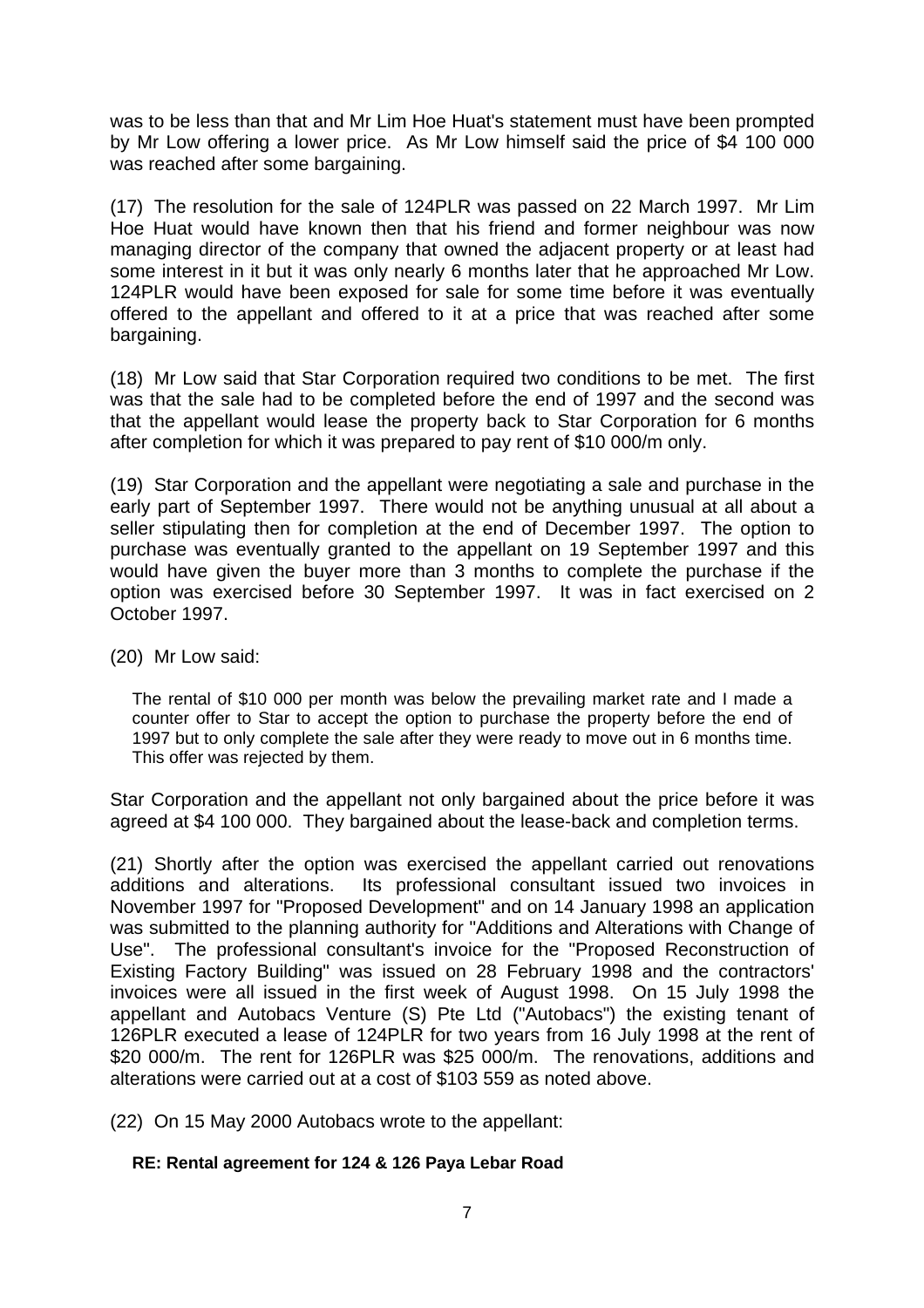was to be less than that and Mr Lim Hoe Huat's statement must have been prompted by Mr Low offering a lower price. As Mr Low himself said the price of $4 100 000 was reached after some bargaining.

(17) The resolution for the sale of 124PLR was passed on 22 March 1997. Mr Lim Hoe Huat would have known then that his friend and former neighbour was now managing director of the company that owned the adjacent property or at least had some interest in it but it was only nearly 6 months later that he approached Mr Low. 124PLR would have been exposed for sale for some time before it was eventually offered to the appellant and offered to it at a price that was reached after some bargaining.

(18) Mr Low said that Star Corporation required two conditions to be met. The first was that the sale had to be completed before the end of 1997 and the second was that the appellant would lease the property back to Star Corporation for 6 months after completion for which it was prepared to pay rent of $10 000/m only.

(19) Star Corporation and the appellant were negotiating a sale and purchase in the early part of September 1997. There would not be anything unusual at all about a seller stipulating then for completion at the end of December 1997. The option to purchase was eventually granted to the appellant on 19 September 1997 and this would have given the buyer more than 3 months to complete the purchase if the option was exercised before 30 September 1997. It was in fact exercised on 2 October 1997.

(20) Mr Low said:

> The rental of $10 000 per month was below the prevailing market rate and I made a counter offer to Star to accept the option to purchase the property before the end of 1997 but to only complete the sale after they were ready to move out in 6 months time. This offer was rejected by them.

Star Corporation and the appellant not only bargained about the price before it was agreed at $4 100 000. They bargained about the lease-back and completion terms.

(21) Shortly after the option was exercised the appellant carried out renovations additions and alterations. Its professional consultant issued two invoices in November 1997 for "Proposed Development" and on 14 January 1998 an application was submitted to the planning authority for "Additions and Alterations with Change of Use". The professional consultant's invoice for the "Proposed Reconstruction of Existing Factory Building" was issued on 28 February 1998 and the contractors' invoices were all issued in the first week of August 1998. On 15 July 1998 the appellant and Autobacs Venture (S) Pte Ltd ("Autobacs") the existing tenant of 126PLR executed a lease of 124PLR for two years from 16 July 1998 at the rent of $20 000/m. The rent for 126PLR was $25 000/m. The renovations, additions and alterations were carried out at a cost of $103 559 as noted above.

(22) On 15 May 2000 Autobacs wrote to the appellant:

> **RE: Rental agreement for 124 & 126 Paya Lebar Road**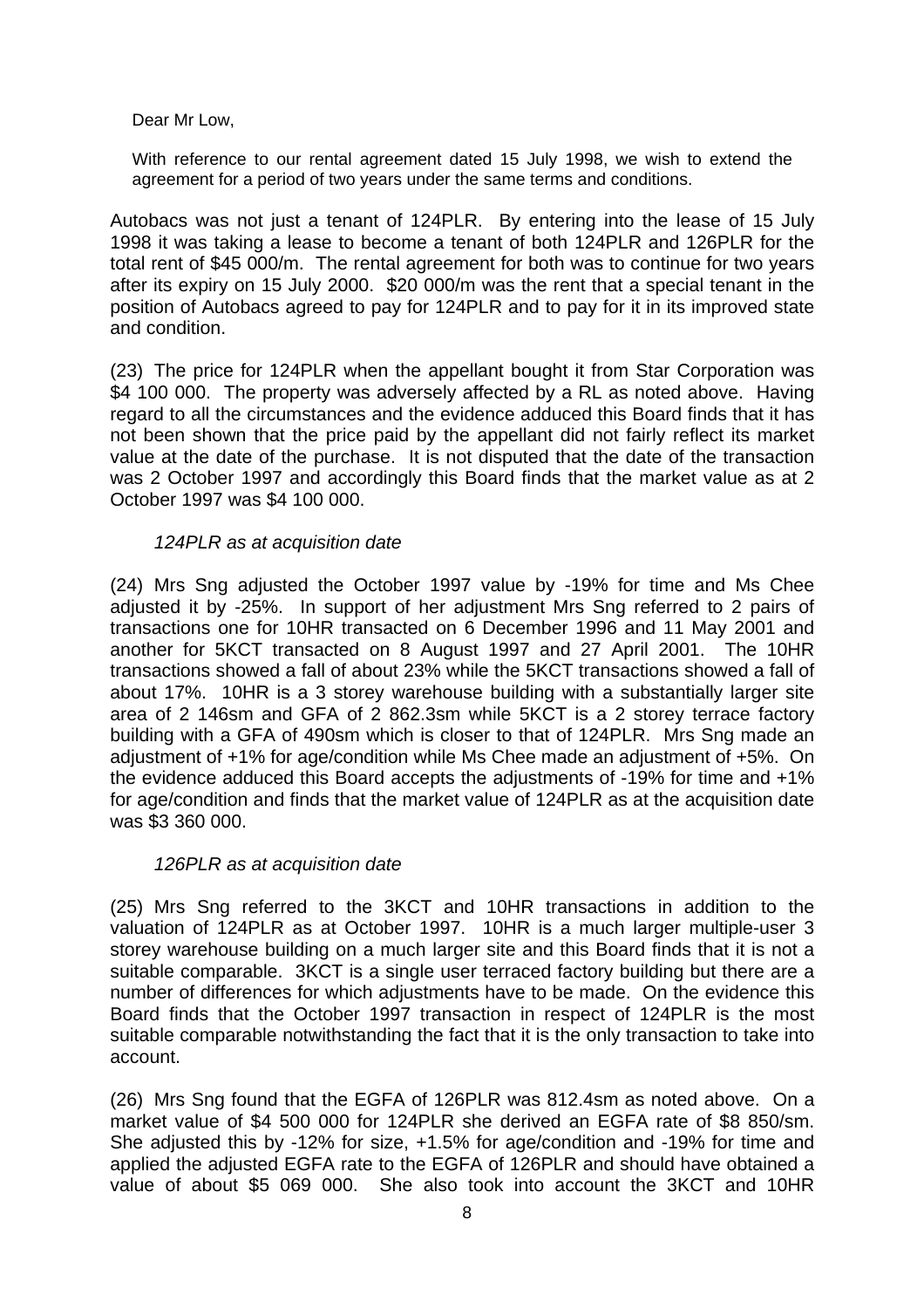> Dear Mr Low,
>
> With reference to our rental agreement dated 15 July 1998, we wish to extend the agreement for a period of two years under the same terms and conditions.

Autobacs was not just a tenant of 124PLR. By entering into the lease of 15 July 1998 it was taking a lease to become a tenant of both 124PLR and 126PLR for the total rent of $45 000/m. The rental agreement for both was to continue for two years after its expiry on 15 July 2000. $20 000/m was the rent that a special tenant in the position of Autobacs agreed to pay for 124PLR and to pay for it in its improved state and condition.

(23) The price for 124PLR when the appellant bought it from Star Corporation was $4 100 000. The property was adversely affected by a RL as noted above. Having regard to all the circumstances and the evidence adduced this Board finds that it has not been shown that the price paid by the appellant did not fairly reflect its market value at the date of the purchase. It is not disputed that the date of the transaction was 2 October 1997 and accordingly this Board finds that the market value as at 2 October 1997 was $4 100 000.

*124PLR as at acquisition date*

(24) Mrs Sng adjusted the October 1997 value by -19% for time and Ms Chee adjusted it by -25%. In support of her adjustment Mrs Sng referred to 2 pairs of transactions one for 10HR transacted on 6 December 1996 and 11 May 2001 and another for 5KCT transacted on 8 August 1997 and 27 April 2001. The 10HR transactions showed a fall of about 23% while the 5KCT transactions showed a fall of about 17%. 10HR is a 3 storey warehouse building with a substantially larger site area of 2 146sm and GFA of 2 862.3sm while 5KCT is a 2 storey terrace factory building with a GFA of 490sm which is closer to that of 124PLR. Mrs Sng made an adjustment of +1% for age/condition while Ms Chee made an adjustment of +5%. On the evidence adduced this Board accepts the adjustments of -19% for time and +1% for age/condition and finds that the market value of 124PLR as at the acquisition date was $3 360 000.

*126PLR as at acquisition date*

(25) Mrs Sng referred to the 3KCT and 10HR transactions in addition to the valuation of 124PLR as at October 1997. 10HR is a much larger multiple-user 3 storey warehouse building on a much larger site and this Board finds that it is not a suitable comparable. 3KCT is a single user terraced factory building but there are a number of differences for which adjustments have to be made. On the evidence this Board finds that the October 1997 transaction in respect of 124PLR is the most suitable comparable notwithstanding the fact that it is the only transaction to take into account.

(26) Mrs Sng found that the EGFA of 126PLR was 812.4sm as noted above. On a market value of $4 500 000 for 124PLR she derived an EGFA rate of $8 850/sm. She adjusted this by -12% for size, +1.5% for age/condition and -19% for time and applied the adjusted EGFA rate to the EGFA of 126PLR and should have obtained a value of about $5 069 000. She also took into account the 3KCT and 10HR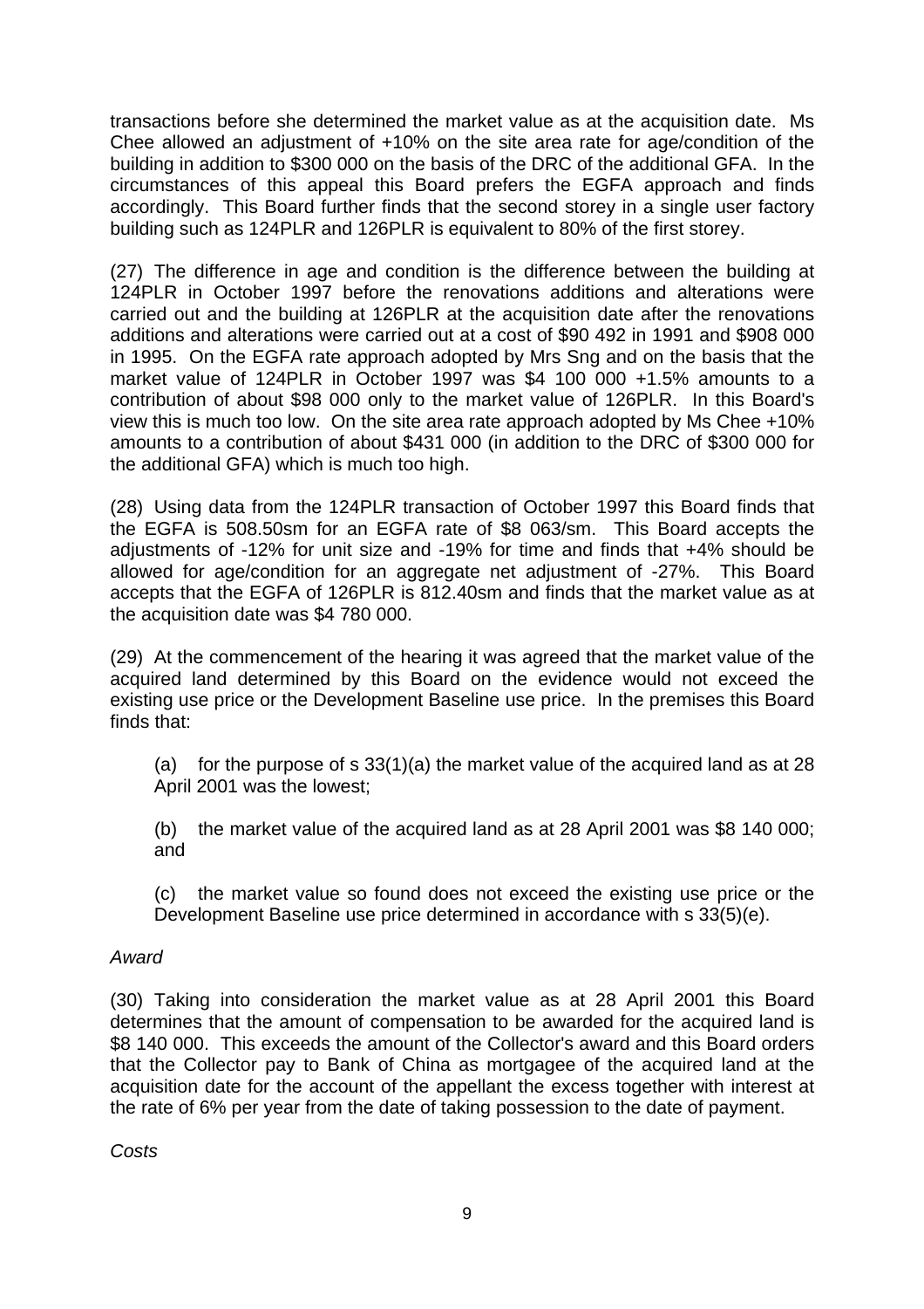transactions before she determined the market value as at the acquisition date. Ms Chee allowed an adjustment of +10% on the site area rate for age/condition of the building in addition to $300 000 on the basis of the DRC of the additional GFA. In the circumstances of this appeal this Board prefers the EGFA approach and finds accordingly. This Board further finds that the second storey in a single user factory building such as 124PLR and 126PLR is equivalent to 80% of the first storey.

(27) The difference in age and condition is the difference between the building at 124PLR in October 1997 before the renovations additions and alterations were carried out and the building at 126PLR at the acquisition date after the renovations additions and alterations were carried out at a cost of $90 492 in 1991 and $908 000 in 1995. On the EGFA rate approach adopted by Mrs Sng and on the basis that the market value of 124PLR in October 1997 was $4 100 000 +1.5% amounts to a contribution of about $98 000 only to the market value of 126PLR. In this Board's view this is much too low. On the site area rate approach adopted by Ms Chee +10% amounts to a contribution of about $431 000 (in addition to the DRC of $300 000 for the additional GFA) which is much too high.

(28) Using data from the 124PLR transaction of October 1997 this Board finds that the EGFA is 508.50sm for an EGFA rate of $8 063/sm. This Board accepts the adjustments of -12% for unit size and -19% for time and finds that +4% should be allowed for age/condition for an aggregate net adjustment of -27%. This Board accepts that the EGFA of 126PLR is 812.40sm and finds that the market value as at the acquisition date was $4 780 000.

(29) At the commencement of the hearing it was agreed that the market value of the acquired land determined by this Board on the evidence would not exceed the existing use price or the Development Baseline use price. In the premises this Board finds that:

(a) for the purpose of s 33(1)(a) the market value of the acquired land as at 28 April 2001 was the lowest;

(b) the market value of the acquired land as at 28 April 2001 was $8 140 000; and

(c) the market value so found does not exceed the existing use price or the Development Baseline use price determined in accordance with s 33(5)(e).

*Award*

(30) Taking into consideration the market value as at 28 April 2001 this Board determines that the amount of compensation to be awarded for the acquired land is $8 140 000. This exceeds the amount of the Collector's award and this Board orders that the Collector pay to Bank of China as mortgagee of the acquired land at the acquisition date for the account of the appellant the excess together with interest at the rate of 6% per year from the date of taking possession to the date of payment.

*Costs*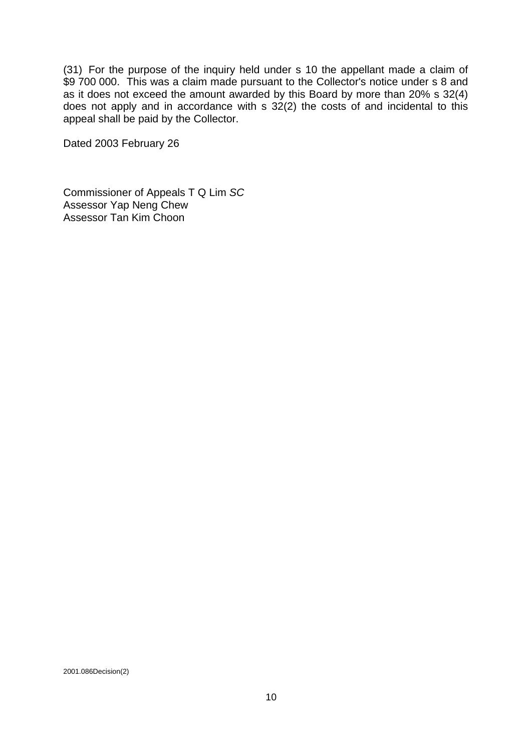(31) For the purpose of the inquiry held under s 10 the appellant made a claim of $9 700 000. This was a claim made pursuant to the Collector's notice under s 8 and as it does not exceed the amount awarded by this Board by more than 20% s 32(4) does not apply and in accordance with s 32(2) the costs of and incidental to this appeal shall be paid by the Collector.

Dated 2003 February 26

Commissioner of Appeals T Q Lim *SC*  
Assessor Yap Neng Chew  
Assessor Tan Kim Choon

2001.086Decision(2)